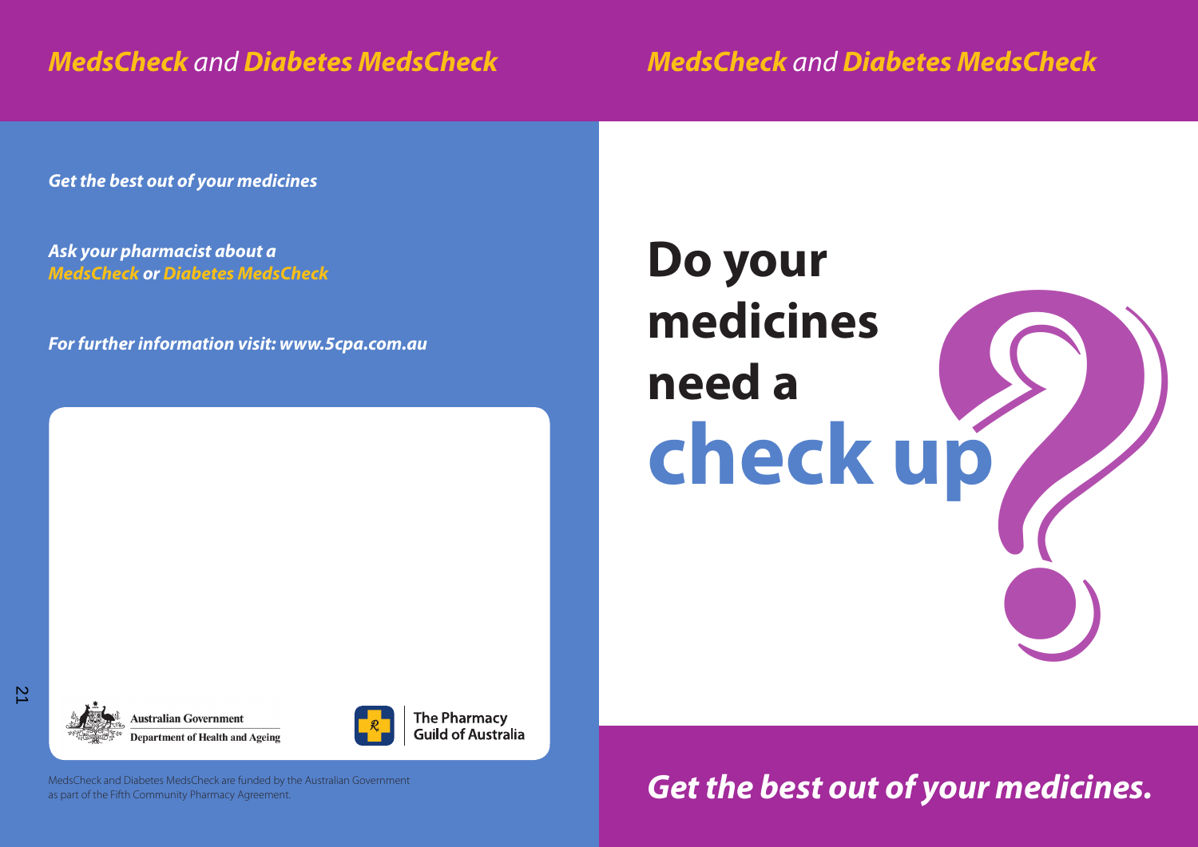## *MedsCheck and Diabetes MedsCheck*

***Get the best out of your medicines***

***Ask your pharmacist about a MedsCheck or Diabetes MedsCheck***

***For further information visit: www.5cpa.com.au***

Australian Government
Department of Health and Ageing

The Pharmacy Guild of Australia

MedsCheck and Diabetes MedsCheck are funded by the Australian Government as part of the Fifth Community Pharmacy Agreement.

## *MedsCheck and Diabetes MedsCheck*

# Do your medicines need a check up?

***Get the best out of your medicines.***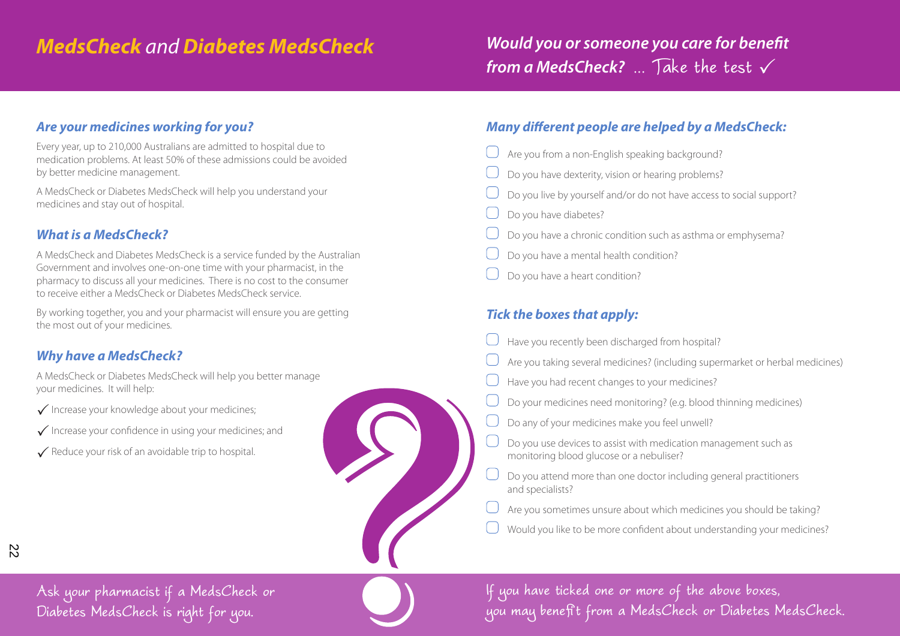# *MedsCheck* and *Diabetes MedsCheck*

## *Would you or someone you care for benefit from a MedsCheck?* ... Take the test ✓

### *Are your medicines working for you?*

Every year, up to 210,000 Australians are admitted to hospital due to medication problems. At least 50% of these admissions could be avoided by better medicine management.

A MedsCheck or Diabetes MedsCheck will help you understand your medicines and stay out of hospital.

### *What is a MedsCheck?*

A MedsCheck and Diabetes MedsCheck is a service funded by the Australian Government and involves one-on-one time with your pharmacist, in the pharmacy to discuss all your medicines. There is no cost to the consumer to receive either a MedsCheck or Diabetes MedsCheck service.

By working together, you and your pharmacist will ensure you are getting the most out of your medicines.

### *Why have a MedsCheck?*

A MedsCheck or Diabetes MedsCheck will help you better manage your medicines. It will help:

- ✓ Increase your knowledge about your medicines;
- ✓ Increase your confidence in using your medicines; and
- ✓ Reduce your risk of an avoidable trip to hospital.

Ask your pharmacist if a MedsCheck or Diabetes MedsCheck is right for you.

### *Many different people are helped by a MedsCheck:*

- ☐ Are you from a non-English speaking background?
- ☐ Do you have dexterity, vision or hearing problems?
- ☐ Do you live by yourself and/or do not have access to social support?
- ☐ Do you have diabetes?
- ☐ Do you have a chronic condition such as asthma or emphysema?
- ☐ Do you have a mental health condition?
- ☐ Do you have a heart condition?

### *Tick the boxes that apply:*

- ☐ Have you recently been discharged from hospital?
- ☐ Are you taking several medicines? (including supermarket or herbal medicines)
- ☐ Have you had recent changes to your medicines?
- ☐ Do your medicines need monitoring? (e.g. blood thinning medicines)
- ☐ Do any of your medicines make you feel unwell?
- ☐ Do you use devices to assist with medication management such as monitoring blood glucose or a nebuliser?
- ☐ Do you attend more than one doctor including general practitioners and specialists?
- ☐ Are you sometimes unsure about which medicines you should be taking?
- ☐ Would you like to be more confident about understanding your medicines?

If you have ticked one or more of the above boxes, you may benefit from a MedsCheck or Diabetes MedsCheck.